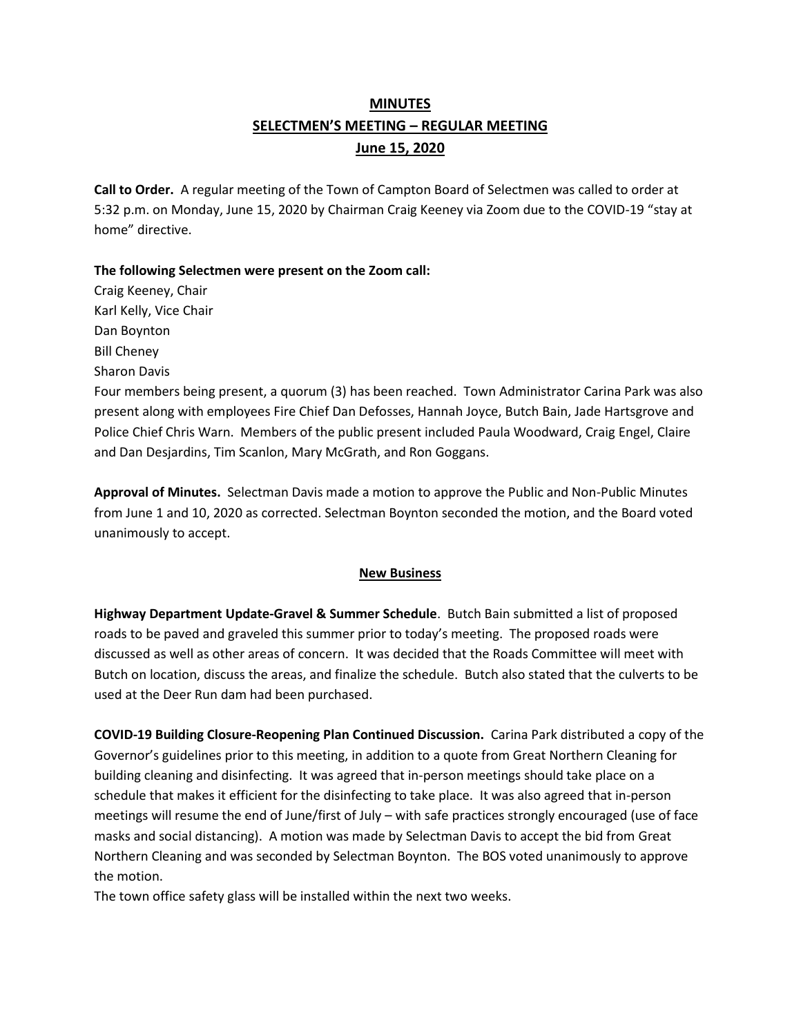# MINUTES
## SELECTMEN'S MEETING – REGULAR MEETING
### June 15, 2020

**Call to Order.** A regular meeting of the Town of Campton Board of Selectmen was called to order at 5:32 p.m. on Monday, June 15, 2020 by Chairman Craig Keeney via Zoom due to the COVID-19 "stay at home" directive.

**The following Selectmen were present on the Zoom call:**

Craig Keeney, Chair
Karl Kelly, Vice Chair
Dan Boynton
Bill Cheney
Sharon Davis

Four members being present, a quorum (3) has been reached. Town Administrator Carina Park was also present along with employees Fire Chief Dan Defosses, Hannah Joyce, Butch Bain, Jade Hartsgrove and Police Chief Chris Warn. Members of the public present included Paula Woodward, Craig Engel, Claire and Dan Desjardins, Tim Scanlon, Mary McGrath, and Ron Goggans.

**Approval of Minutes.** Selectman Davis made a motion to approve the Public and Non-Public Minutes from June 1 and 10, 2020 as corrected. Selectman Boynton seconded the motion, and the Board voted unanimously to accept.

## New Business

**Highway Department Update-Gravel & Summer Schedule**. Butch Bain submitted a list of proposed roads to be paved and graveled this summer prior to today's meeting. The proposed roads were discussed as well as other areas of concern. It was decided that the Roads Committee will meet with Butch on location, discuss the areas, and finalize the schedule. Butch also stated that the culverts to be used at the Deer Run dam had been purchased.

**COVID-19 Building Closure-Reopening Plan Continued Discussion.** Carina Park distributed a copy of the Governor's guidelines prior to this meeting, in addition to a quote from Great Northern Cleaning for building cleaning and disinfecting. It was agreed that in-person meetings should take place on a schedule that makes it efficient for the disinfecting to take place. It was also agreed that in-person meetings will resume the end of June/first of July – with safe practices strongly encouraged (use of face masks and social distancing). A motion was made by Selectman Davis to accept the bid from Great Northern Cleaning and was seconded by Selectman Boynton. The BOS voted unanimously to approve the motion.

The town office safety glass will be installed within the next two weeks.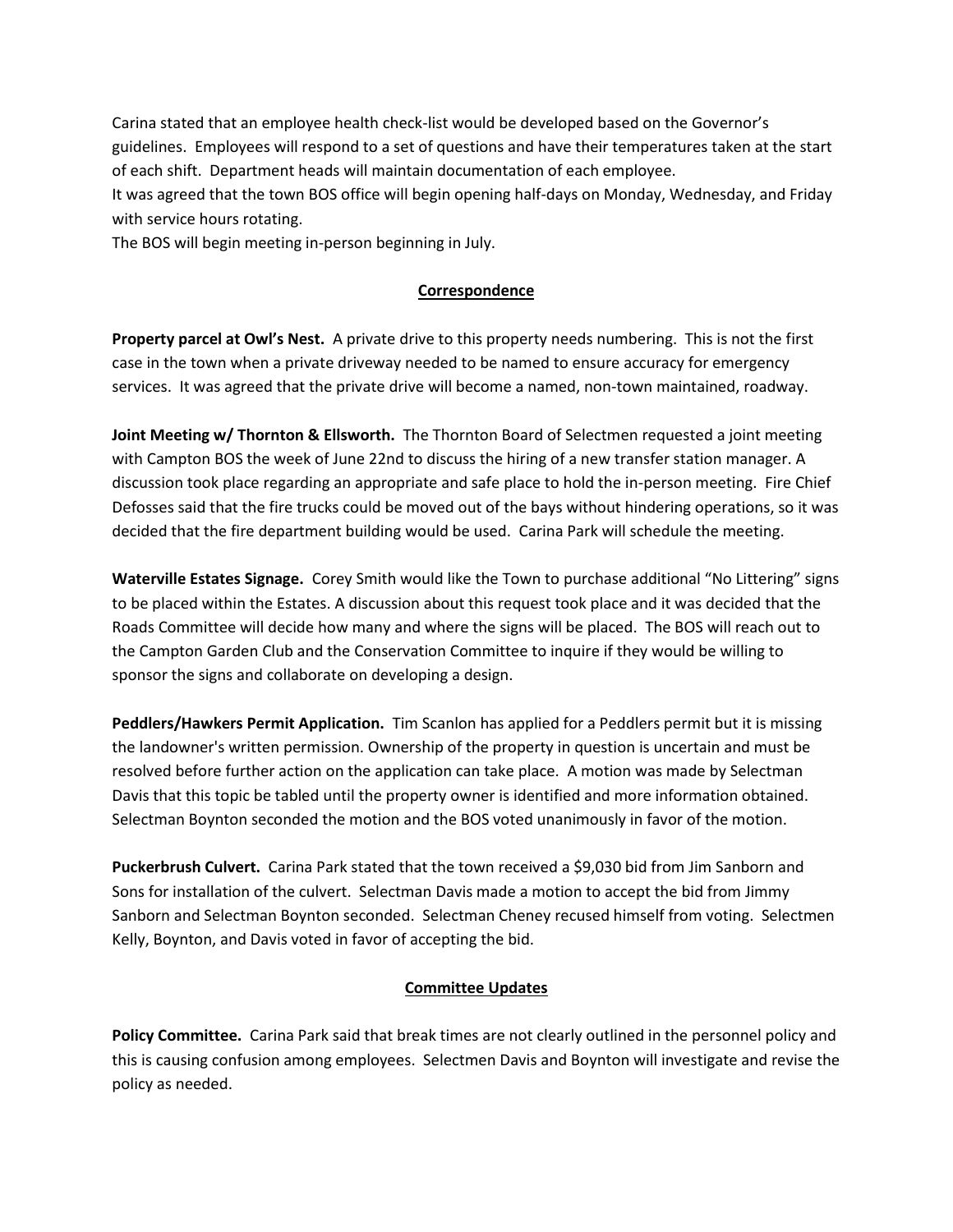Carina stated that an employee health check-list would be developed based on the Governor's guidelines. Employees will respond to a set of questions and have their temperatures taken at the start of each shift. Department heads will maintain documentation of each employee.
It was agreed that the town BOS office will begin opening half-days on Monday, Wednesday, and Friday with service hours rotating.
The BOS will begin meeting in-person beginning in July.

## Correspondence

**Property parcel at Owl's Nest.** A private drive to this property needs numbering. This is not the first case in the town when a private driveway needed to be named to ensure accuracy for emergency services. It was agreed that the private drive will become a named, non-town maintained, roadway.

**Joint Meeting w/ Thornton & Ellsworth.** The Thornton Board of Selectmen requested a joint meeting with Campton BOS the week of June 22nd to discuss the hiring of a new transfer station manager. A discussion took place regarding an appropriate and safe place to hold the in-person meeting. Fire Chief Defosses said that the fire trucks could be moved out of the bays without hindering operations, so it was decided that the fire department building would be used. Carina Park will schedule the meeting.

**Waterville Estates Signage.** Corey Smith would like the Town to purchase additional "No Littering" signs to be placed within the Estates. A discussion about this request took place and it was decided that the Roads Committee will decide how many and where the signs will be placed. The BOS will reach out to the Campton Garden Club and the Conservation Committee to inquire if they would be willing to sponsor the signs and collaborate on developing a design.

**Peddlers/Hawkers Permit Application.** Tim Scanlon has applied for a Peddlers permit but it is missing the landowner's written permission. Ownership of the property in question is uncertain and must be resolved before further action on the application can take place. A motion was made by Selectman Davis that this topic be tabled until the property owner is identified and more information obtained. Selectman Boynton seconded the motion and the BOS voted unanimously in favor of the motion.

**Puckerbrush Culvert.** Carina Park stated that the town received a $9,030 bid from Jim Sanborn and Sons for installation of the culvert. Selectman Davis made a motion to accept the bid from Jimmy Sanborn and Selectman Boynton seconded. Selectman Cheney recused himself from voting. Selectmen Kelly, Boynton, and Davis voted in favor of accepting the bid.

## Committee Updates

**Policy Committee.** Carina Park said that break times are not clearly outlined in the personnel policy and this is causing confusion among employees. Selectmen Davis and Boynton will investigate and revise the policy as needed.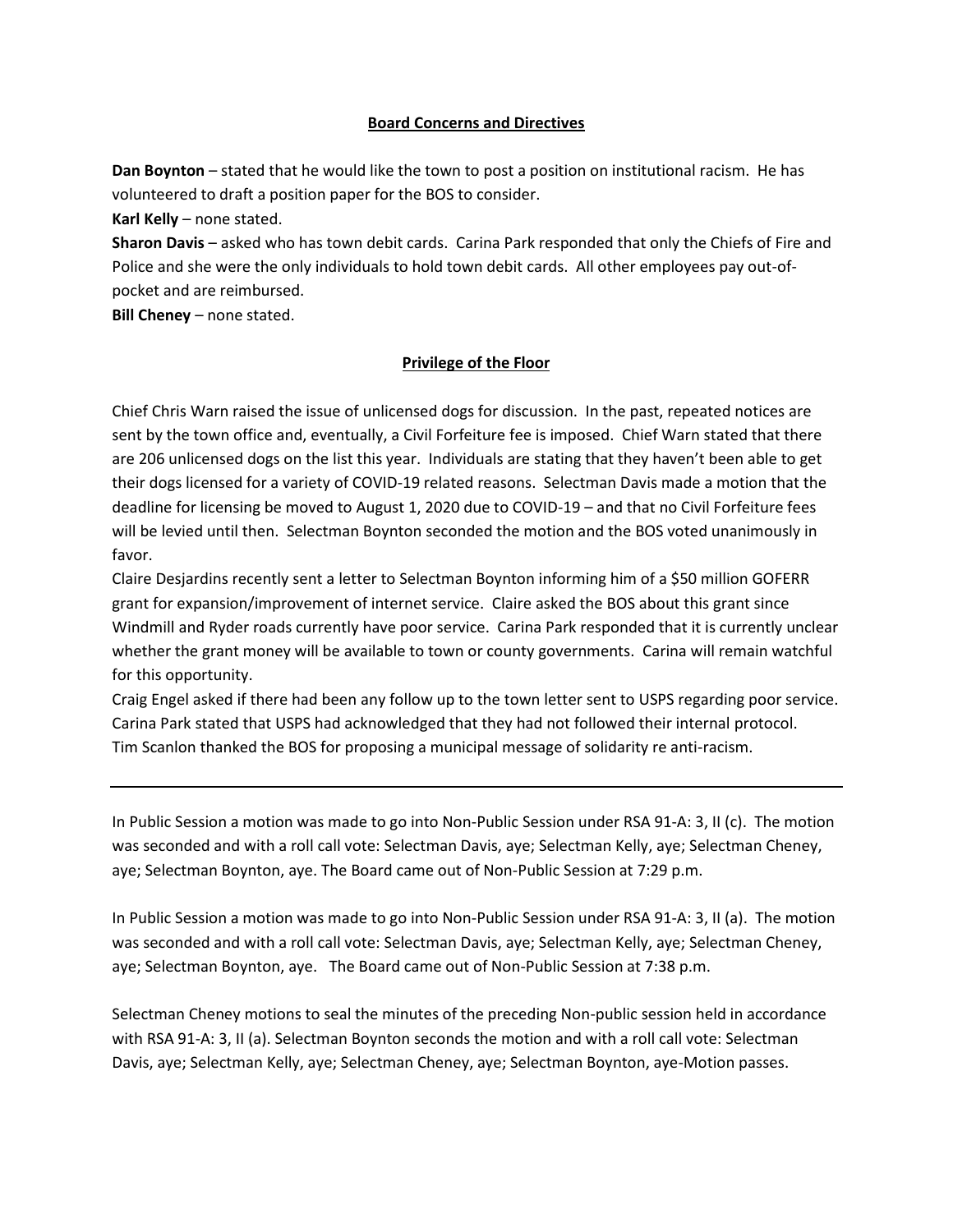## Board Concerns and Directives

**Dan Boynton** – stated that he would like the town to post a position on institutional racism. He has volunteered to draft a position paper for the BOS to consider.

**Karl Kelly** – none stated.

**Sharon Davis** – asked who has town debit cards. Carina Park responded that only the Chiefs of Fire and Police and she were the only individuals to hold town debit cards. All other employees pay out-of-pocket and are reimbursed.

**Bill Cheney** – none stated.

## Privilege of the Floor

Chief Chris Warn raised the issue of unlicensed dogs for discussion. In the past, repeated notices are sent by the town office and, eventually, a Civil Forfeiture fee is imposed. Chief Warn stated that there are 206 unlicensed dogs on the list this year. Individuals are stating that they haven't been able to get their dogs licensed for a variety of COVID-19 related reasons. Selectman Davis made a motion that the deadline for licensing be moved to August 1, 2020 due to COVID-19 – and that no Civil Forfeiture fees will be levied until then. Selectman Boynton seconded the motion and the BOS voted unanimously in favor.

Claire Desjardins recently sent a letter to Selectman Boynton informing him of a $50 million GOFERR grant for expansion/improvement of internet service. Claire asked the BOS about this grant since Windmill and Ryder roads currently have poor service. Carina Park responded that it is currently unclear whether the grant money will be available to town or county governments. Carina will remain watchful for this opportunity.

Craig Engel asked if there had been any follow up to the town letter sent to USPS regarding poor service. Carina Park stated that USPS had acknowledged that they had not followed their internal protocol.

Tim Scanlon thanked the BOS for proposing a municipal message of solidarity re anti-racism.

---

In Public Session a motion was made to go into Non-Public Session under RSA 91-A: 3, II (c). The motion was seconded and with a roll call vote: Selectman Davis, aye; Selectman Kelly, aye; Selectman Cheney, aye; Selectman Boynton, aye. The Board came out of Non-Public Session at 7:29 p.m.

In Public Session a motion was made to go into Non-Public Session under RSA 91-A: 3, II (a). The motion was seconded and with a roll call vote: Selectman Davis, aye; Selectman Kelly, aye; Selectman Cheney, aye; Selectman Boynton, aye. The Board came out of Non-Public Session at 7:38 p.m.

Selectman Cheney motions to seal the minutes of the preceding Non-public session held in accordance with RSA 91-A: 3, II (a). Selectman Boynton seconds the motion and with a roll call vote: Selectman Davis, aye; Selectman Kelly, aye; Selectman Cheney, aye; Selectman Boynton, aye-Motion passes.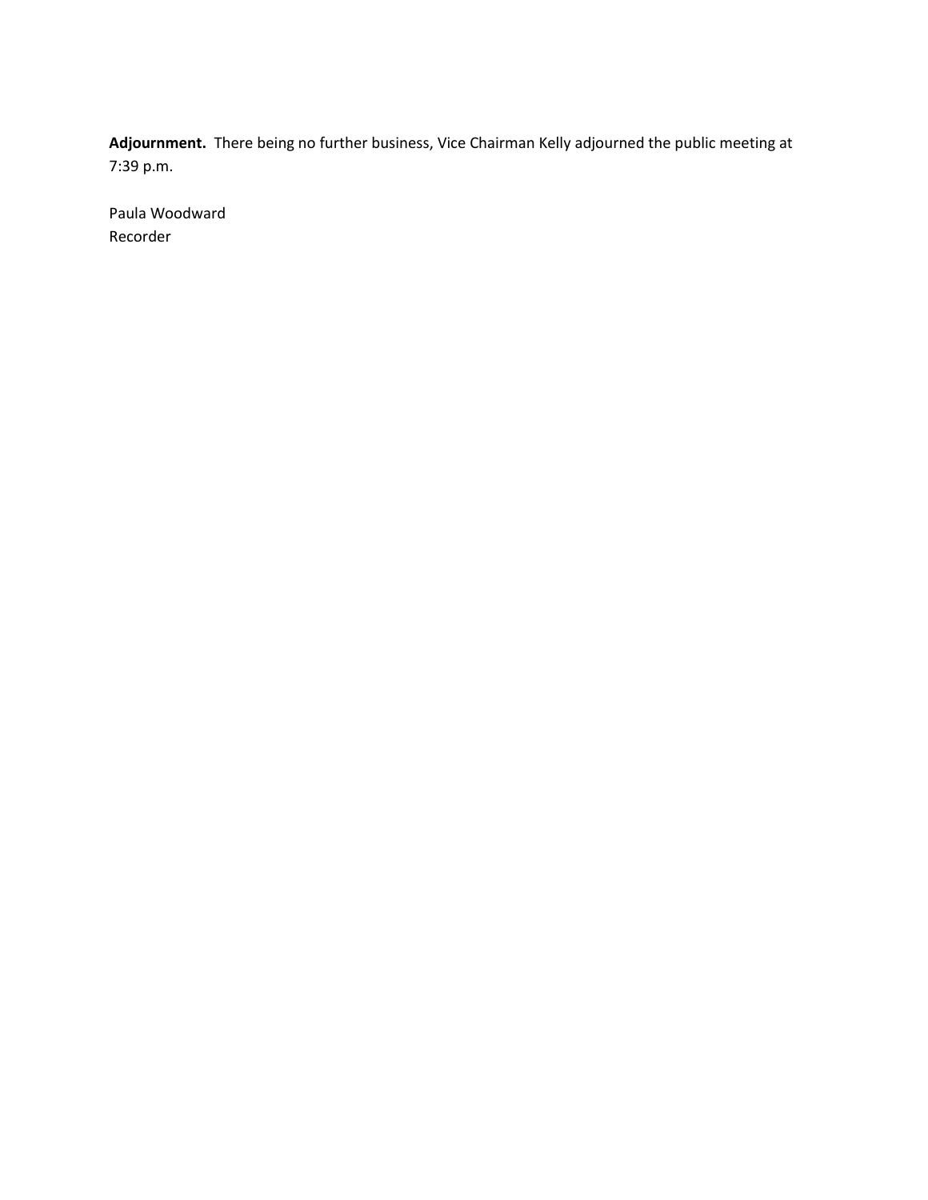**Adjournment.** There being no further business, Vice Chairman Kelly adjourned the public meeting at 7:39 p.m.

Paula Woodward
Recorder